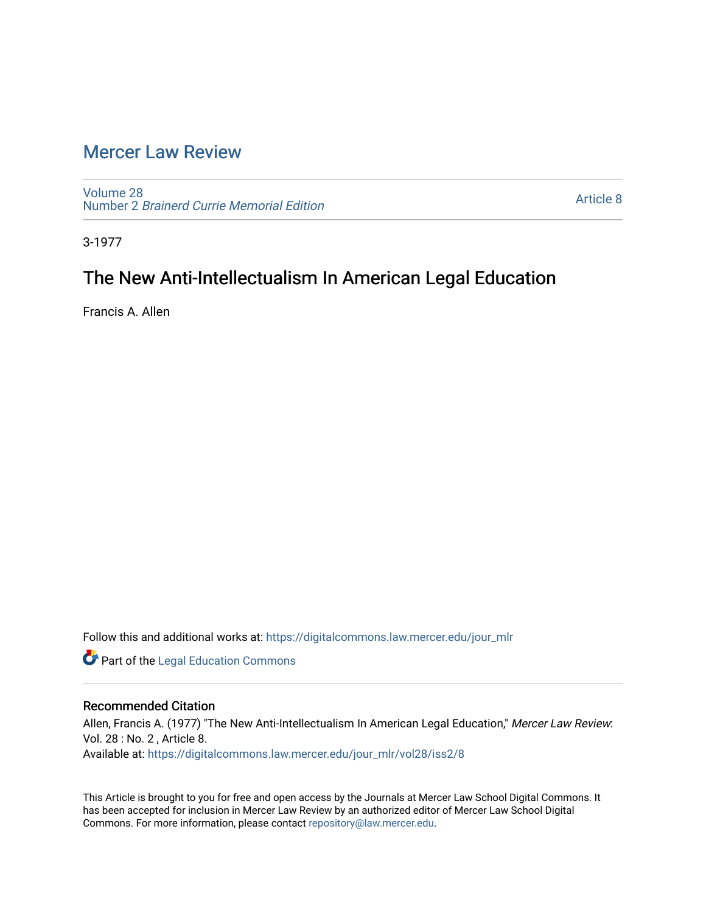# Mercer Law Review

Volume 28
Number 2 *Brainerd Currie Memorial Edition*

Article 8

3-1977

## The New Anti-Intellectualism In American Legal Education

Francis A. Allen

Follow this and additional works at: https://digitalcommons.law.mercer.edu/jour_mlr

Part of the Legal Education Commons

### Recommended Citation

Allen, Francis A. (1977) "The New Anti-Intellectualism In American Legal Education," *Mercer Law Review*: Vol. 28 : No. 2 , Article 8.
Available at: https://digitalcommons.law.mercer.edu/jour_mlr/vol28/iss2/8

This Article is brought to you for free and open access by the Journals at Mercer Law School Digital Commons. It has been accepted for inclusion in Mercer Law Review by an authorized editor of Mercer Law School Digital Commons. For more information, please contact repository@law.mercer.edu.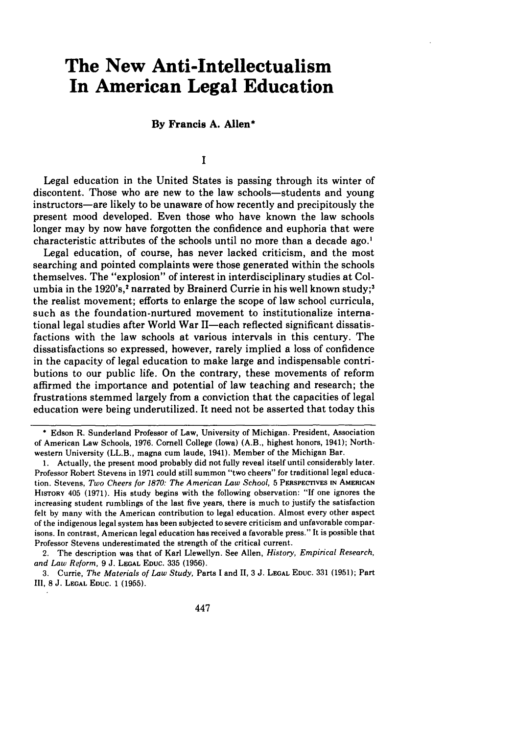# The New Anti-Intellectualism In American Legal Education

**By Francis A. Allen***

## I

Legal education in the United States is passing through its winter of discontent. Those who are new to the law schools—students and young instructors—are likely to be unaware of how recently and precipitously the present mood developed. Even those who have known the law schools longer may by now have forgotten the confidence and euphoria that were characteristic attributes of the schools until no more than a decade ago.[1]

Legal education, of course, has never lacked criticism, and the most searching and pointed complaints were those generated within the schools themselves. The "explosion" of interest in interdisciplinary studies at Columbia in the 1920's,[2] narrated by Brainerd Currie in his well known study;[3] the realist movement; efforts to enlarge the scope of law school curricula, such as the foundation-nurtured movement to institutionalize international legal studies after World War II—each reflected significant dissatisfactions with the law schools at various intervals in this century. The dissatisfactions so expressed, however, rarely implied a loss of confidence in the capacity of legal education to make large and indispensable contributions to our public life. On the contrary, these movements of reform affirmed the importance and potential of law teaching and research; the frustrations stemmed largely from a conviction that the capacities of legal education were being underutilized. It need not be asserted that today this

---

\* Edson R. Sunderland Professor of Law, University of Michigan. President, Association of American Law Schools, 1976. Cornell College (Iowa) (A.B., highest honors, 1941); Northwestern University (LL.B., magna cum laude, 1941). Member of the Michigan Bar.

1. Actually, the present mood probably did not fully reveal itself until considerably later. Professor Robert Stevens in 1971 could still summon "two cheers" for traditional legal education. Stevens, *Two Cheers for 1870: The American Law School*, 5 PERSPECTIVES IN AMERICAN HISTORY 405 (1971). His study begins with the following observation: "If one ignores the increasing student rumblings of the last five years, there is much to justify the satisfaction felt by many with the American contribution to legal education. Almost every other aspect of the indigenous legal system has been subjected to severe criticism and unfavorable comparisons. In contrast, American legal education has received a favorable press." It is possible that Professor Stevens underestimated the strength of the critical current.

2. The description was that of Karl Llewellyn. See Allen, *History, Empirical Research, and Law Reform*, 9 J. LEGAL EDUC. 335 (1956).

3. Currie, *The Materials of Law Study*, Parts I and II, 3 J. LEGAL EDUC. 331 (1951); Part III, 8 J. LEGAL EDUC. 1 (1955).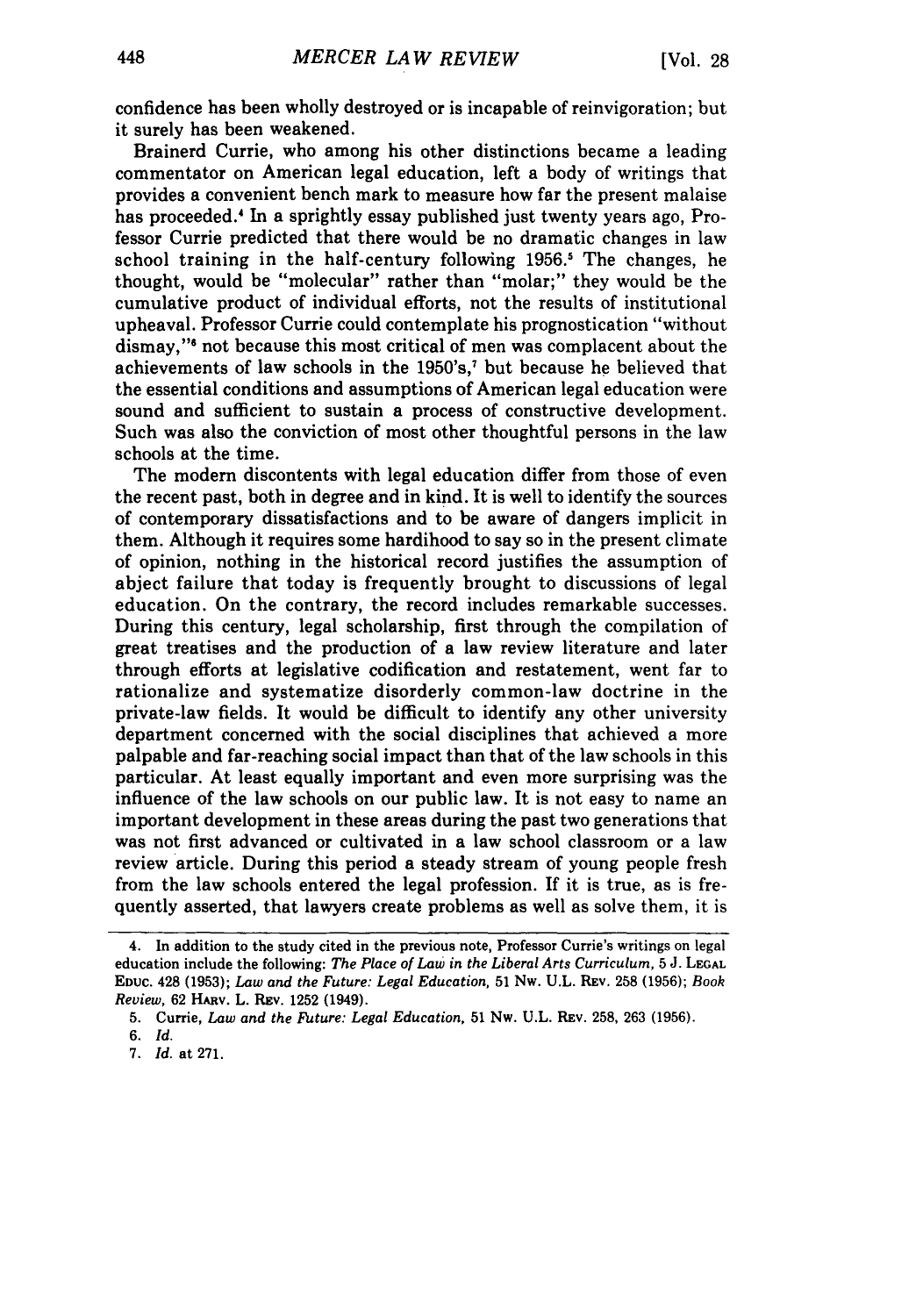confidence has been wholly destroyed or is incapable of reinvigoration; but it surely has been weakened.

Brainerd Currie, who among his other distinctions became a leading commentator on American legal education, left a body of writings that provides a convenient bench mark to measure how far the present malaise has proceeded.[4] In a sprightly essay published just twenty years ago, Professor Currie predicted that there would be no dramatic changes in law school training in the half-century following 1956.[5] The changes, he thought, would be "molecular" rather than "molar;" they would be the cumulative product of individual efforts, not the results of institutional upheaval. Professor Currie could contemplate his prognostication "without dismay,"[6] not because this most critical of men was complacent about the achievements of law schools in the 1950's,[7] but because he believed that the essential conditions and assumptions of American legal education were sound and sufficient to sustain a process of constructive development. Such was also the conviction of most other thoughtful persons in the law schools at the time.

The modern discontents with legal education differ from those of even the recent past, both in degree and in kind. It is well to identify the sources of contemporary dissatisfactions and to be aware of dangers implicit in them. Although it requires some hardihood to say so in the present climate of opinion, nothing in the historical record justifies the assumption of abject failure that today is frequently brought to discussions of legal education. On the contrary, the record includes remarkable successes. During this century, legal scholarship, first through the compilation of great treatises and the production of a law review literature and later through efforts at legislative codification and restatement, went far to rationalize and systematize disorderly common-law doctrine in the private-law fields. It would be difficult to identify any other university department concerned with the social disciplines that achieved a more palpable and far-reaching social impact than that of the law schools in this particular. At least equally important and even more surprising was the influence of the law schools on our public law. It is not easy to name an important development in these areas during the past two generations that was not first advanced or cultivated in a law school classroom or a law review article. During this period a steady stream of young people fresh from the law schools entered the legal profession. If it is true, as is frequently asserted, that lawyers create problems as well as solve them, it is

---

4. In addition to the study cited in the previous note, Professor Currie's writings on legal education include the following: *The Place of Law in the Liberal Arts Curriculum*, 5 J. LEGAL EDUC. 428 (1953); *Law and the Future: Legal Education*, 51 NW. U.L. REV. 258 (1956); *Book Review*, 62 HARV. L. REV. 1252 (1949).

5. Currie, *Law and the Future: Legal Education*, 51 NW. U.L. REV. 258, 263 (1956).

6. *Id.*

7. *Id.* at 271.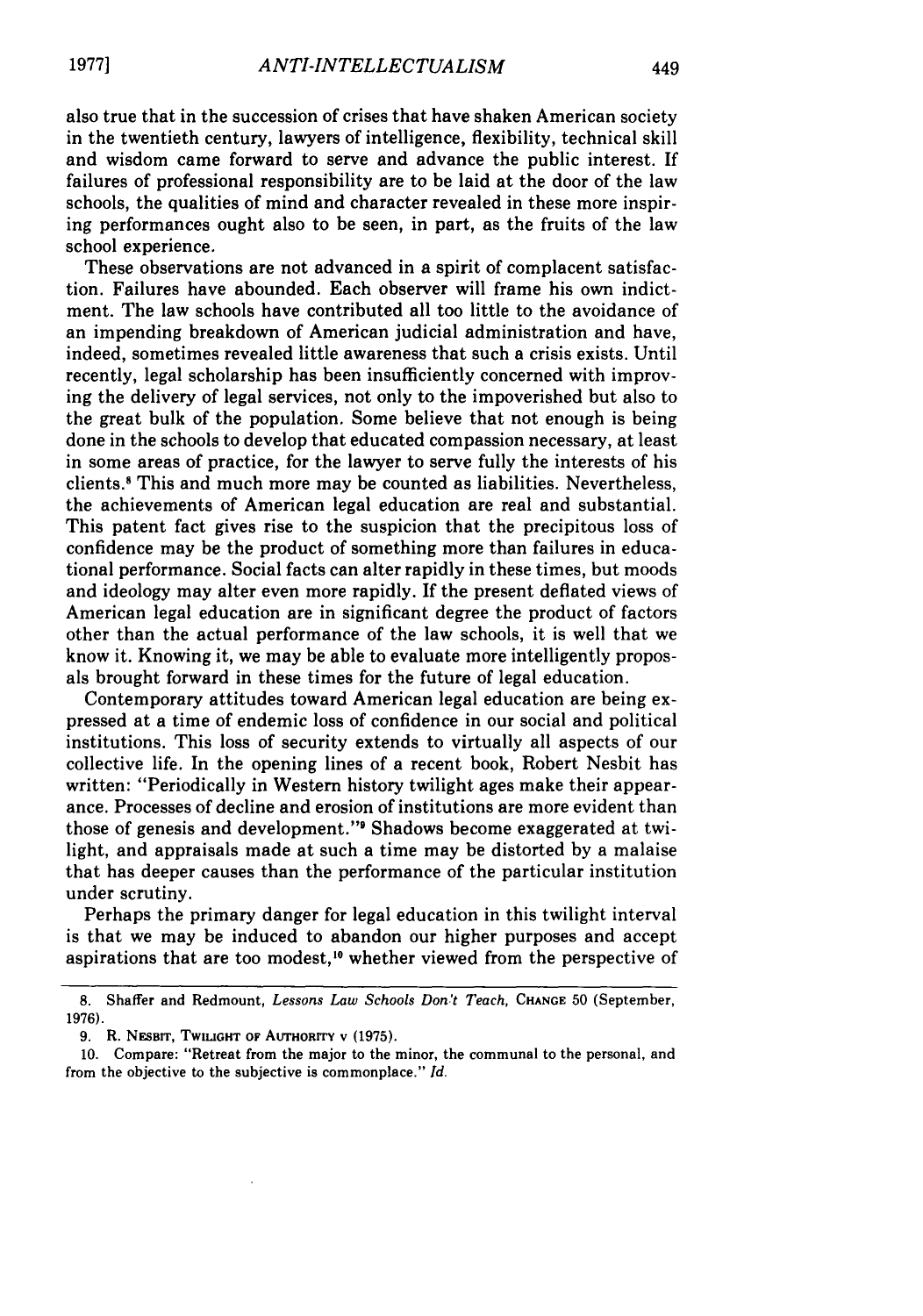also true that in the succession of crises that have shaken American society in the twentieth century, lawyers of intelligence, flexibility, technical skill and wisdom came forward to serve and advance the public interest. If failures of professional responsibility are to be laid at the door of the law schools, the qualities of mind and character revealed in these more inspiring performances ought also to be seen, in part, as the fruits of the law school experience.

These observations are not advanced in a spirit of complacent satisfaction. Failures have abounded. Each observer will frame his own indictment. The law schools have contributed all too little to the avoidance of an impending breakdown of American judicial administration and have, indeed, sometimes revealed little awareness that such a crisis exists. Until recently, legal scholarship has been insufficiently concerned with improving the delivery of legal services, not only to the impoverished but also to the great bulk of the population. Some believe that not enough is being done in the schools to develop that educated compassion necessary, at least in some areas of practice, for the lawyer to serve fully the interests of his clients.[8] This and much more may be counted as liabilities. Nevertheless, the achievements of American legal education are real and substantial. This patent fact gives rise to the suspicion that the precipitous loss of confidence may be the product of something more than failures in educational performance. Social facts can alter rapidly in these times, but moods and ideology may alter even more rapidly. If the present deflated views of American legal education are in significant degree the product of factors other than the actual performance of the law schools, it is well that we know it. Knowing it, we may be able to evaluate more intelligently proposals brought forward in these times for the future of legal education.

Contemporary attitudes toward American legal education are being expressed at a time of endemic loss of confidence in our social and political institutions. This loss of security extends to virtually all aspects of our collective life. In the opening lines of a recent book, Robert Nesbit has written: "Periodically in Western history twilight ages make their appearance. Processes of decline and erosion of institutions are more evident than those of genesis and development."[9] Shadows become exaggerated at twilight, and appraisals made at such a time may be distorted by a malaise that has deeper causes than the performance of the particular institution under scrutiny.

Perhaps the primary danger for legal education in this twilight interval is that we may be induced to abandon our higher purposes and accept aspirations that are too modest,[10] whether viewed from the perspective of

---

8. Shaffer and Redmount, *Lessons Law Schools Don't Teach*, CHANGE 50 (September, 1976).

9. R. NESBIT, TWILIGHT OF AUTHORITY v (1975).

10. Compare: "Retreat from the major to the minor, the communal to the personal, and from the objective to the subjective is commonplace." *Id.*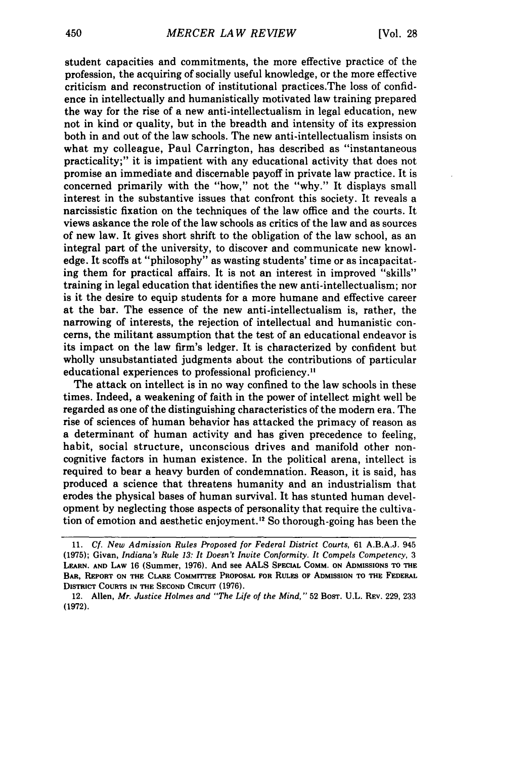student capacities and commitments, the more effective practice of the profession, the acquiring of socially useful knowledge, or the more effective criticism and reconstruction of institutional practices.The loss of confidence in intellectually and humanistically motivated law training prepared the way for the rise of a new anti-intellectualism in legal education, new not in kind or quality, but in the breadth and intensity of its expression both in and out of the law schools. The new anti-intellectualism insists on what my colleague, Paul Carrington, has described as "instantaneous practicality;" it is impatient with any educational activity that does not promise an immediate and discernable payoff in private law practice. It is concerned primarily with the "how," not the "why." It displays small interest in the substantive issues that confront this society. It reveals a narcissistic fixation on the techniques of the law office and the courts. It views askance the role of the law schools as critics of the law and as sources of new law. It gives short shrift to the obligation of the law school, as an integral part of the university, to discover and communicate new knowledge. It scoffs at "philosophy" as wasting students' time or as incapacitating them for practical affairs. It is not an interest in improved "skills" training in legal education that identifies the new anti-intellectualism; nor is it the desire to equip students for a more humane and effective career at the bar. The essence of the new anti-intellectualism is, rather, the narrowing of interests, the rejection of intellectual and humanistic concerns, the militant assumption that the test of an educational endeavor is its impact on the law firm's ledger. It is characterized by confident but wholly unsubstantiated judgments about the contributions of particular educational experiences to professional proficiency.[11]

The attack on intellect is in no way confined to the law schools in these times. Indeed, a weakening of faith in the power of intellect might well be regarded as one of the distinguishing characteristics of the modern era. The rise of sciences of human behavior has attacked the primacy of reason as a determinant of human activity and has given precedence to feeling, habit, social structure, unconscious drives and manifold other non-cognitive factors in human existence. In the political arena, intellect is required to bear a heavy burden of condemnation. Reason, it is said, has produced a science that threatens humanity and an industrialism that erodes the physical bases of human survival. It has stunted human development by neglecting those aspects of personality that require the cultivation of emotion and aesthetic enjoyment.[12] So thorough-going has been the

---

11. *Cf. New Admission Rules Proposed for Federal District Courts*, 61 A.B.A.J. 945 (1975); Givan, *Indiana's Rule 13: It Doesn't Invite Conformity. It Compels Competency*, 3 LEARN. AND LAW 16 (Summer, 1976). And see AALS SPECIAL COMM. ON ADMISSIONS TO THE BAR, REPORT ON THE CLARE COMMITTEE PROPOSAL FOR RULES OF ADMISSION TO THE FEDERAL DISTRICT COURTS IN THE SECOND CIRCUIT (1976).

12. Allen, *Mr. Justice Holmes and "The Life of the Mind,"* 52 BOST. U.L. REV. 229, 233 (1972).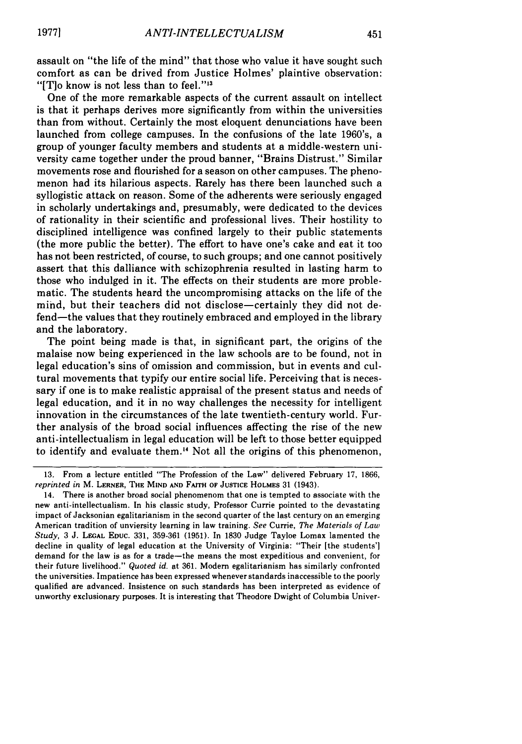assault on "the life of the mind" that those who value it have sought such comfort as can be drived from Justice Holmes' plaintive observation: "[T]o know is not less than to feel."[13]

One of the more remarkable aspects of the current assault on intellect is that it perhaps derives more significantly from within the universities than from without. Certainly the most eloquent denunciations have been launched from college campuses. In the confusions of the late 1960's, a group of younger faculty members and students at a middle-western university came together under the proud banner, "Brains Distrust." Similar movements rose and flourished for a season on other campuses. The phenomenon had its hilarious aspects. Rarely has there been launched such a syllogistic attack on reason. Some of the adherents were seriously engaged in scholarly undertakings and, presumably, were dedicated to the devices of rationality in their scientific and professional lives. Their hostility to disciplined intelligence was confined largely to their public statements (the more public the better). The effort to have one's cake and eat it too has not been restricted, of course, to such groups; and one cannot positively assert that this dalliance with schizophrenia resulted in lasting harm to those who indulged in it. The effects on their students are more problematic. The students heard the uncompromising attacks on the life of the mind, but their teachers did not disclose—certainly they did not defend—the values that they routinely embraced and employed in the library and the laboratory.

The point being made is that, in significant part, the origins of the malaise now being experienced in the law schools are to be found, not in legal education's sins of omission and commission, but in events and cultural movements that typify our entire social life. Perceiving that is necessary if one is to make realistic appraisal of the present status and needs of legal education, and it in no way challenges the necessity for intelligent innovation in the circumstances of the late twentieth-century world. Further analysis of the broad social influences affecting the rise of the new anti-intellectualism in legal education will be left to those better equipped to identify and evaluate them.[14] Not all the origins of this phenomenon,

---

13. From a lecture entitled "The Profession of the Law" delivered February 17, 1866, *reprinted in* M. LERNER, THE MIND AND FAITH OF JUSTICE HOLMES 31 (1943).

14. There is another broad social phenomenom that one is tempted to associate with the new anti-intellectualism. In his classic study, Professor Currie pointed to the devastating impact of Jacksonian egalitarianism in the second quarter of the last century on an emerging American tradition of unviersity learning in law training. *See* Currie, *The Materials of Law Study*, 3 J. LEGAL EDUC. 331, 359-361 (1951). In 1830 Judge Tayloe Lomax lamented the decline in quality of legal education at the University of Virginia: "Their [the students'] demand for the law is as for a trade—the means the most expeditious and convenient, for their future livelihood." *Quoted id.* at 361. Modern egalitarianism has similarly confronted the universities. Impatience has been expressed whenever standards inaccessible to the poorly qualified are advanced. Insistence on such standards has been interpreted as evidence of unworthy exclusionary purposes. It is interesting that Theodore Dwight of Columbia Univer-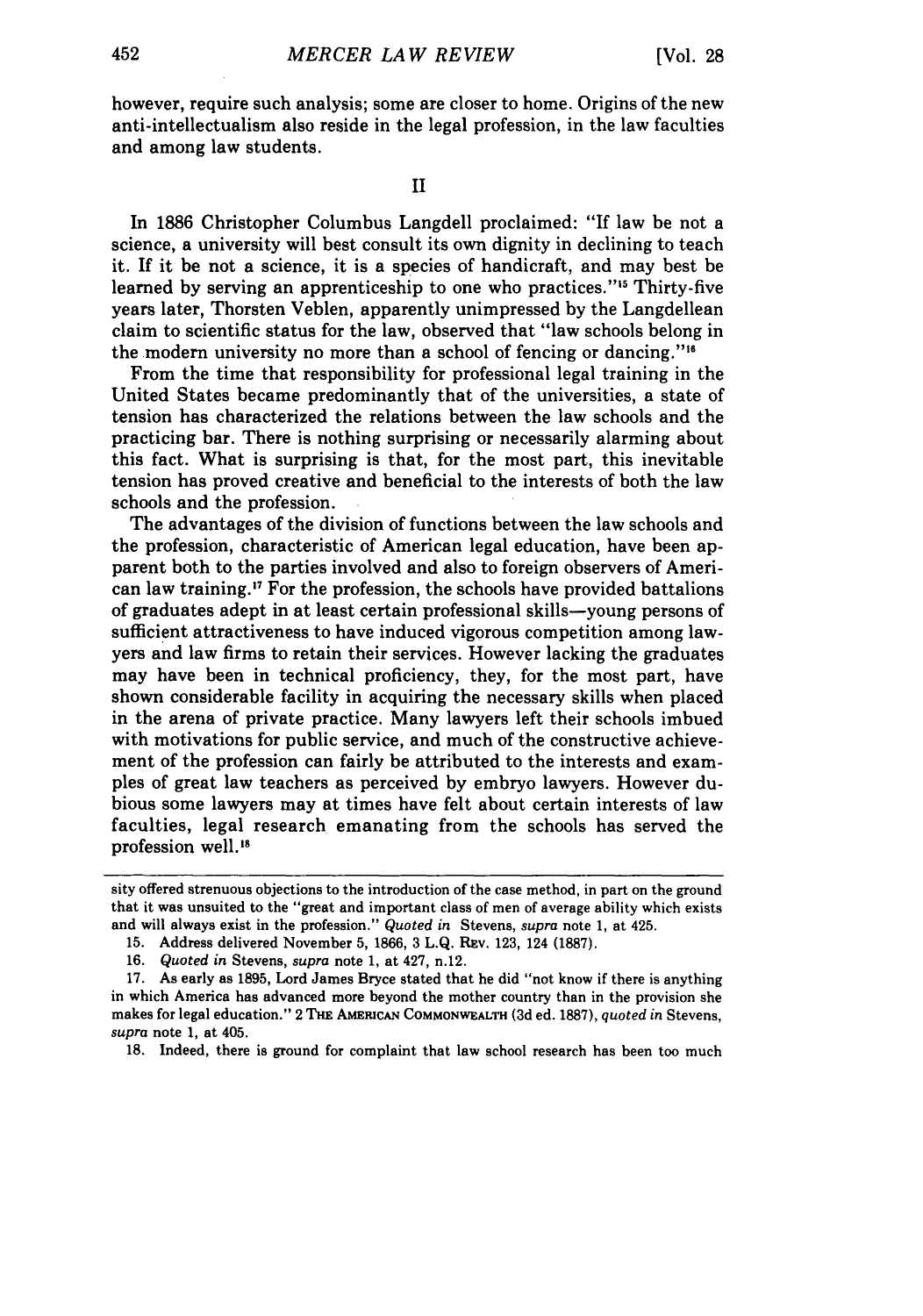however, require such analysis; some are closer to home. Origins of the new anti-intellectualism also reside in the legal profession, in the law faculties and among law students.

## II

In 1886 Christopher Columbus Langdell proclaimed: "If law be not a science, a university will best consult its own dignity in declining to teach it. If it be not a science, it is a species of handicraft, and may best be learned by serving an apprenticeship to one who practices."[15] Thirty-five years later, Thorsten Veblen, apparently unimpressed by the Langdellean claim to scientific status for the law, observed that "law schools belong in the modern university no more than a school of fencing or dancing."[16]

From the time that responsibility for professional legal training in the United States became predominantly that of the universities, a state of tension has characterized the relations between the law schools and the practicing bar. There is nothing surprising or necessarily alarming about this fact. What is surprising is that, for the most part, this inevitable tension has proved creative and beneficial to the interests of both the law schools and the profession.

The advantages of the division of functions between the law schools and the profession, characteristic of American legal education, have been apparent both to the parties involved and also to foreign observers of American law training.[17] For the profession, the schools have provided battalions of graduates adept in at least certain professional skills—young persons of sufficient attractiveness to have induced vigorous competition among lawyers and law firms to retain their services. However lacking the graduates may have been in technical proficiency, they, for the most part, have shown considerable facility in acquiring the necessary skills when placed in the arena of private practice. Many lawyers left their schools imbued with motivations for public service, and much of the constructive achievement of the profession can fairly be attributed to the interests and examples of great law teachers as perceived by embryo lawyers. However dubious some lawyers may at times have felt about certain interests of law faculties, legal research emanating from the schools has served the profession well.[18]

---

sity offered strenuous objections to the introduction of the case method, in part on the ground that it was unsuited to the "great and important class of men of average ability which exists and will always exist in the profession." *Quoted in* Stevens, *supra* note 1, at 425.

15. Address delivered November 5, 1866, 3 L.Q. Rev. 123, 124 (1887).

16. *Quoted in* Stevens, *supra* note 1, at 427, n.12.

17. As early as 1895, Lord James Bryce stated that he did "not know if there is anything in which America has advanced more beyond the mother country than in the provision she makes for legal education." 2 The American Commonwealth (3d ed. 1887), *quoted in* Stevens, *supra* note 1, at 405.

18. Indeed, there is ground for complaint that law school research has been too much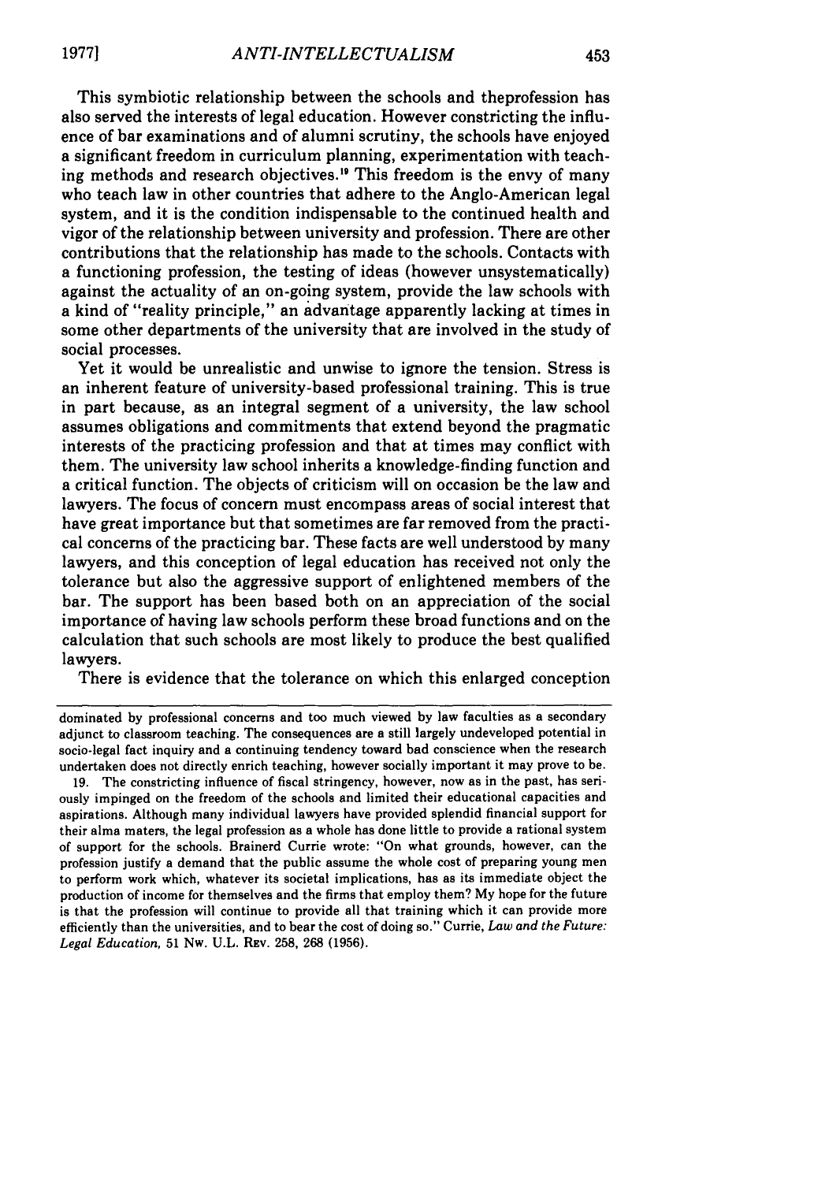This symbiotic relationship between the schools and theprofession has also served the interests of legal education. However constricting the influence of bar examinations and of alumni scrutiny, the schools have enjoyed a significant freedom in curriculum planning, experimentation with teaching methods and research objectives.[19] This freedom is the envy of many who teach law in other countries that adhere to the Anglo-American legal system, and it is the condition indispensable to the continued health and vigor of the relationship between university and profession. There are other contributions that the relationship has made to the schools. Contacts with a functioning profession, the testing of ideas (however unsystematically) against the actuality of an on-going system, provide the law schools with a kind of "reality principle," an advantage apparently lacking at times in some other departments of the university that are involved in the study of social processes.

Yet it would be unrealistic and unwise to ignore the tension. Stress is an inherent feature of university-based professional training. This is true in part because, as an integral segment of a university, the law school assumes obligations and commitments that extend beyond the pragmatic interests of the practicing profession and that at times may conflict with them. The university law school inherits a knowledge-finding function and a critical function. The objects of criticism will on occasion be the law and lawyers. The focus of concern must encompass areas of social interest that have great importance but that sometimes are far removed from the practical concerns of the practicing bar. These facts are well understood by many lawyers, and this conception of legal education has received not only the tolerance but also the aggressive support of enlightened members of the bar. The support has been based both on an appreciation of the social importance of having law schools perform these broad functions and on the calculation that such schools are most likely to produce the best qualified lawyers.

There is evidence that the tolerance on which this enlarged conception

---

dominated by professional concerns and too much viewed by law faculties as a secondary adjunct to classroom teaching. The consequences are a still largely undeveloped potential in socio-legal fact inquiry and a continuing tendency toward bad conscience when the research undertaken does not directly enrich teaching, however socially important it may prove to be.

19. The constricting influence of fiscal stringency, however, now as in the past, has seriously impinged on the freedom of the schools and limited their educational capacities and aspirations. Although many individual lawyers have provided splendid financial support for their alma maters, the legal profession as a whole has done little to provide a rational system of support for the schools. Brainerd Currie wrote: "On what grounds, however, can the profession justify a demand that the public assume the whole cost of preparing young men to perform work which, whatever its societal implications, has as its immediate object the production of income for themselves and the firms that employ them? My hope for the future is that the profession will continue to provide all that training which it can provide more efficiently than the universities, and to bear the cost of doing so." Currie, *Law and the Future: Legal Education*, 51 Nw. U.L. Rev. 258, 268 (1956).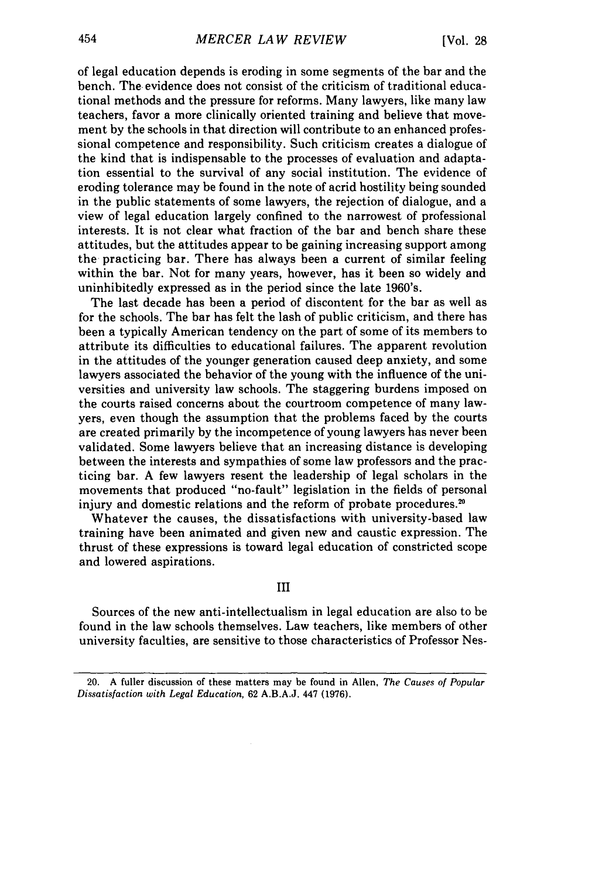of legal education depends is eroding in some segments of the bar and the bench. The evidence does not consist of the criticism of traditional educational methods and the pressure for reforms. Many lawyers, like many law teachers, favor a more clinically oriented training and believe that movement by the schools in that direction will contribute to an enhanced professional competence and responsibility. Such criticism creates a dialogue of the kind that is indispensable to the processes of evaluation and adaptation essential to the survival of any social institution. The evidence of eroding tolerance may be found in the note of acrid hostility being sounded in the public statements of some lawyers, the rejection of dialogue, and a view of legal education largely confined to the narrowest of professional interests. It is not clear what fraction of the bar and bench share these attitudes, but the attitudes appear to be gaining increasing support among the practicing bar. There has always been a current of similar feeling within the bar. Not for many years, however, has it been so widely and uninhibitedly expressed as in the period since the late 1960's.

The last decade has been a period of discontent for the bar as well as for the schools. The bar has felt the lash of public criticism, and there has been a typically American tendency on the part of some of its members to attribute its difficulties to educational failures. The apparent revolution in the attitudes of the younger generation caused deep anxiety, and some lawyers associated the behavior of the young with the influence of the universities and university law schools. The staggering burdens imposed on the courts raised concerns about the courtroom competence of many lawyers, even though the assumption that the problems faced by the courts are created primarily by the incompetence of young lawyers has never been validated. Some lawyers believe that an increasing distance is developing between the interests and sympathies of some law professors and the practicing bar. A few lawyers resent the leadership of legal scholars in the movements that produced "no-fault" legislation in the fields of personal injury and domestic relations and the reform of probate procedures.[20]

Whatever the causes, the dissatisfactions with university-based law training have been animated and given new and caustic expression. The thrust of these expressions is toward legal education of constricted scope and lowered aspirations.

## III

Sources of the new anti-intellectualism in legal education are also to be found in the law schools themselves. Law teachers, like members of other university faculties, are sensitive to those characteristics of Professor Nes-

20. A fuller discussion of these matters may be found in Allen, *The Causes of Popular Dissatisfaction with Legal Education*, 62 A.B.A.J. 447 (1976).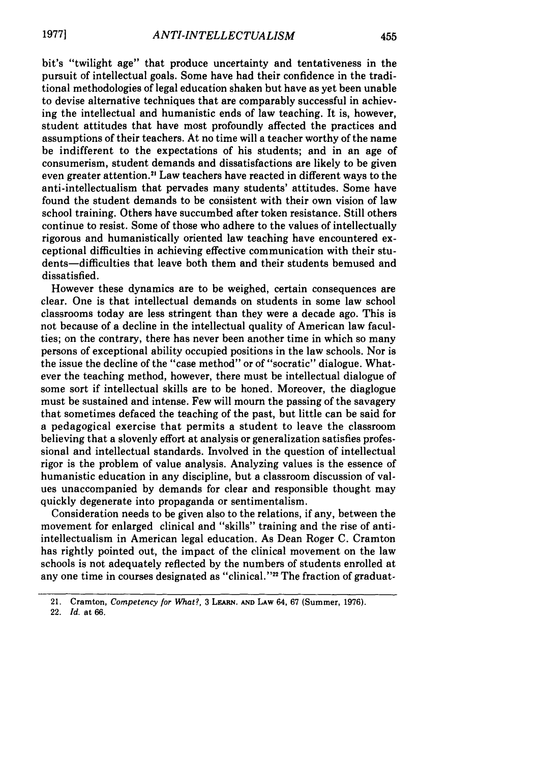bit's "twilight age" that produce uncertainty and tentativeness in the pursuit of intellectual goals. Some have had their confidence in the traditional methodologies of legal education shaken but have as yet been unable to devise alternative techniques that are comparably successful in achieving the intellectual and humanistic ends of law teaching. It is, however, student attitudes that have most profoundly affected the practices and assumptions of their teachers. At no time will a teacher worthy of the name be indifferent to the expectations of his students; and in an age of consumerism, student demands and dissatisfactions are likely to be given even greater attention.[21] Law teachers have reacted in different ways to the anti-intellectualism that pervades many students' attitudes. Some have found the student demands to be consistent with their own vision of law school training. Others have succumbed after token resistance. Still others continue to resist. Some of those who adhere to the values of intellectually rigorous and humanistically oriented law teaching have encountered exceptional difficulties in achieving effective communication with their students—difficulties that leave both them and their students bemused and dissatisfied.

However these dynamics are to be weighed, certain consequences are clear. One is that intellectual demands on students in some law school classrooms today are less stringent than they were a decade ago. This is not because of a decline in the intellectual quality of American law faculties; on the contrary, there has never been another time in which so many persons of exceptional ability occupied positions in the law schools. Nor is the issue the decline of the "case method" or of "socratic" dialogue. Whatever the teaching method, however, there must be intellectual dialogue of some sort if intellectual skills are to be honed. Moreover, the diaglogue must be sustained and intense. Few will mourn the passing of the savagery that sometimes defaced the teaching of the past, but little can be said for a pedagogical exercise that permits a student to leave the classroom believing that a slovenly effort at analysis or generalization satisfies professional and intellectual standards. Involved in the question of intellectual rigor is the problem of value analysis. Analyzing values is the essence of humanistic education in any discipline, but a classroom discussion of values unaccompanied by demands for clear and responsible thought may quickly degenerate into propaganda or sentimentalism.

Consideration needs to be given also to the relations, if any, between the movement for enlarged clinical and "skills" training and the rise of anti-intellectualism in American legal education. As Dean Roger C. Cramton has rightly pointed out, the impact of the clinical movement on the law schools is not adequately reflected by the numbers of students enrolled at any one time in courses designated as "clinical."[22] The fraction of graduat-

---

21. Cramton, *Competency for What?*, 3 LEARN. AND LAW 64, 67 (Summer, 1976).

22. *Id.* at 66.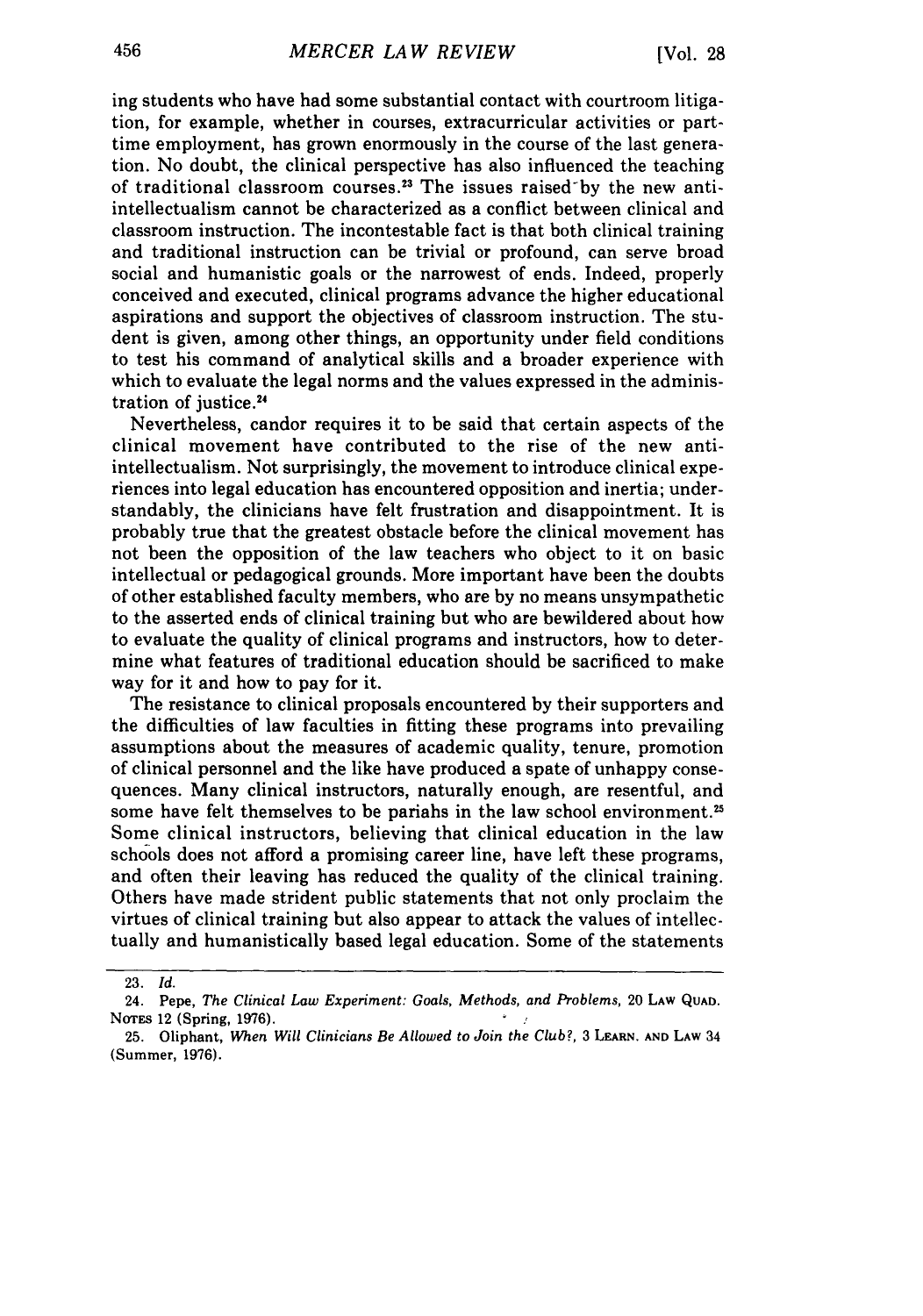ing students who have had some substantial contact with courtroom litigation, for example, whether in courses, extracurricular activities or part-time employment, has grown enormously in the course of the last generation. No doubt, the clinical perspective has also influenced the teaching of traditional classroom courses.[23] The issues raised by the new anti-intellectualism cannot be characterized as a conflict between clinical and classroom instruction. The incontestable fact is that both clinical training and traditional instruction can be trivial or profound, can serve broad social and humanistic goals or the narrowest of ends. Indeed, properly conceived and executed, clinical programs advance the higher educational aspirations and support the objectives of classroom instruction. The student is given, among other things, an opportunity under field conditions to test his command of analytical skills and a broader experience with which to evaluate the legal norms and the values expressed in the administration of justice.[24]

Nevertheless, candor requires it to be said that certain aspects of the clinical movement have contributed to the rise of the new anti-intellectualism. Not surprisingly, the movement to introduce clinical experiences into legal education has encountered opposition and inertia; understandably, the clinicians have felt frustration and disappointment. It is probably true that the greatest obstacle before the clinical movement has not been the opposition of the law teachers who object to it on basic intellectual or pedagogical grounds. More important have been the doubts of other established faculty members, who are by no means unsympathetic to the asserted ends of clinical training but who are bewildered about how to evaluate the quality of clinical programs and instructors, how to determine what features of traditional education should be sacrificed to make way for it and how to pay for it.

The resistance to clinical proposals encountered by their supporters and the difficulties of law faculties in fitting these programs into prevailing assumptions about the measures of academic quality, tenure, promotion of clinical personnel and the like have produced a spate of unhappy consequences. Many clinical instructors, naturally enough, are resentful, and some have felt themselves to be pariahs in the law school environment.[25] Some clinical instructors, believing that clinical education in the law schools does not afford a promising career line, have left these programs, and often their leaving has reduced the quality of the clinical training. Others have made strident public statements that not only proclaim the virtues of clinical training but also appear to attack the values of intellectually and humanistically based legal education. Some of the statements

---

23. *Id.*

24. Pepe, *The Clinical Law Experiment: Goals, Methods, and Problems*, 20 LAW QUAD. NOTES 12 (Spring, 1976).

25. Oliphant, *When Will Clinicians Be Allowed to Join the Club?*, 3 LEARN. AND LAW 34 (Summer, 1976).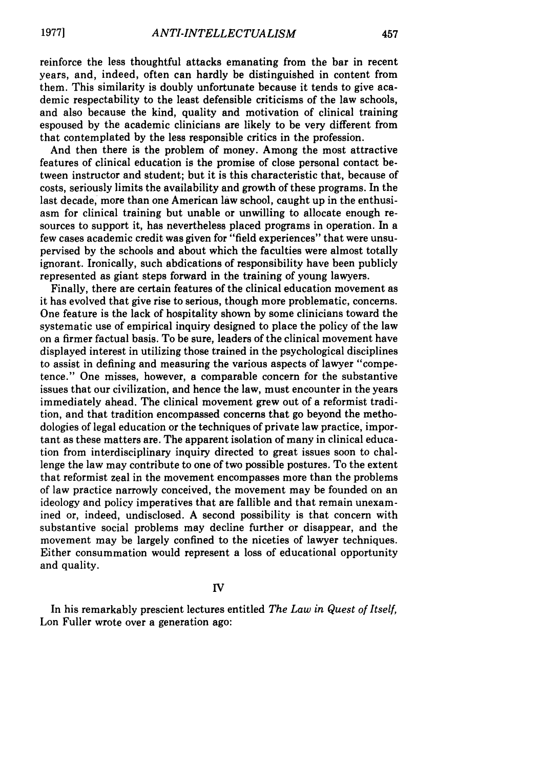reinforce the less thoughtful attacks emanating from the bar in recent years, and, indeed, often can hardly be distinguished in content from them. This similarity is doubly unfortunate because it tends to give academic respectability to the least defensible criticisms of the law schools, and also because the kind, quality and motivation of clinical training espoused by the academic clinicians are likely to be very different from that contemplated by the less responsible critics in the profession.

And then there is the problem of money. Among the most attractive features of clinical education is the promise of close personal contact between instructor and student; but it is this characteristic that, because of costs, seriously limits the availability and growth of these programs. In the last decade, more than one American law school, caught up in the enthusiasm for clinical training but unable or unwilling to allocate enough resources to support it, has nevertheless placed programs in operation. In a few cases academic credit was given for "field experiences" that were unsupervised by the schools and about which the faculties were almost totally ignorant. Ironically, such abdications of responsibility have been publicly represented as giant steps forward in the training of young lawyers.

Finally, there are certain features of the clinical education movement as it has evolved that give rise to serious, though more problematic, concerns. One feature is the lack of hospitality shown by some clinicians toward the systematic use of empirical inquiry designed to place the policy of the law on a firmer factual basis. To be sure, leaders of the clinical movement have displayed interest in utilizing those trained in the psychological disciplines to assist in defining and measuring the various aspects of lawyer "competence." One misses, however, a comparable concern for the substantive issues that our civilization, and hence the law, must encounter in the years immediately ahead. The clinical movement grew out of a reformist tradition, and that tradition encompassed concerns that go beyond the methodologies of legal education or the techniques of private law practice, important as these matters are. The apparent isolation of many in clinical education from interdisciplinary inquiry directed to great issues soon to challenge the law may contribute to one of two possible postures. To the extent that reformist zeal in the movement encompasses more than the problems of law practice narrowly conceived, the movement may be founded on an ideology and policy imperatives that are fallible and that remain unexamined or, indeed, undisclosed. A second possibility is that concern with substantive social problems may decline further or disappear, and the movement may be largely confined to the niceties of lawyer techniques. Either consummation would represent a loss of educational opportunity and quality.

## IV

In his remarkably prescient lectures entitled *The Law in Quest of Itself*, Lon Fuller wrote over a generation ago: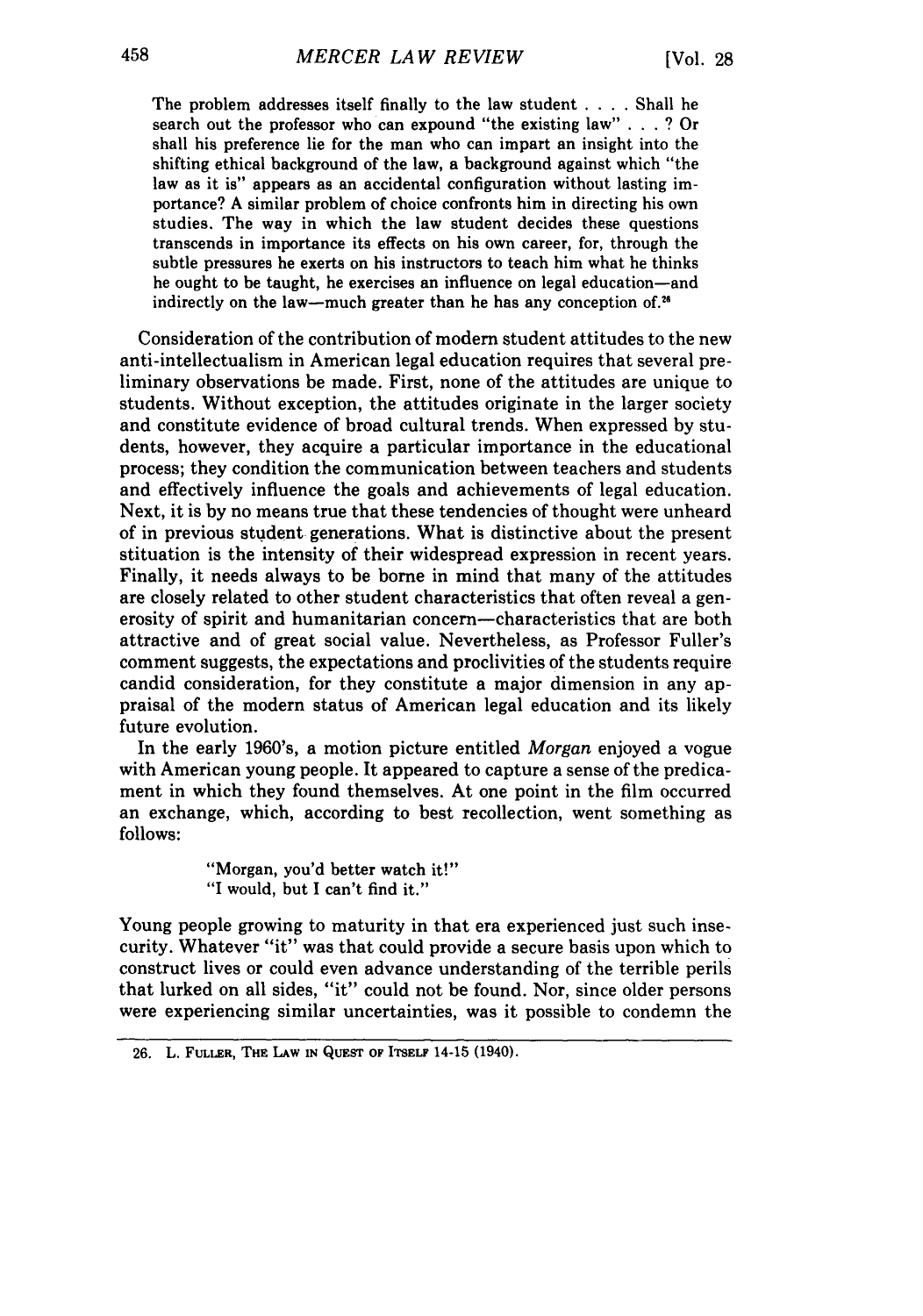> The problem addresses itself finally to the law student . . . . Shall he search out the professor who can expound "the existing law" . . . ? Or shall his preference lie for the man who can impart an insight into the shifting ethical background of the law, a background against which "the law as it is" appears as an accidental configuration without lasting importance? A similar problem of choice confronts him in directing his own studies. The way in which the law student decides these questions transcends in importance its effects on his own career, for, through the subtle pressures he exerts on his instructors to teach him what he thinks he ought to be taught, he exercises an influence on legal education—and indirectly on the law—much greater than he has any conception of.[26]

Consideration of the contribution of modern student attitudes to the new anti-intellectualism in American legal education requires that several preliminary observations be made. First, none of the attitudes are unique to students. Without exception, the attitudes originate in the larger society and constitute evidence of broad cultural trends. When expressed by students, however, they acquire a particular importance in the educational process; they condition the communication between teachers and students and effectively influence the goals and achievements of legal education. Next, it is by no means true that these tendencies of thought were unheard of in previous student generations. What is distinctive about the present stituation is the intensity of their widespread expression in recent years. Finally, it needs always to be borne in mind that many of the attitudes are closely related to other student characteristics that often reveal a generosity of spirit and humanitarian concern—characteristics that are both attractive and of great social value. Nevertheless, as Professor Fuller's comment suggests, the expectations and proclivities of the students require candid consideration, for they constitute a major dimension in any appraisal of the modern status of American legal education and its likely future evolution.

In the early 1960's, a motion picture entitled *Morgan* enjoyed a vogue with American young people. It appeared to capture a sense of the predicament in which they found themselves. At one point in the film occurred an exchange, which, according to best recollection, went something as follows:

> "Morgan, you'd better watch it!"
> "I would, but I can't find it."

Young people growing to maturity in that era experienced just such insecurity. Whatever "it" was that could provide a secure basis upon which to construct lives or could even advance understanding of the terrible perils that lurked on all sides, "it" could not be found. Nor, since older persons were experiencing similar uncertainties, was it possible to condemn the

---

26. L. FULLER, THE LAW IN QUEST OF ITSELF 14-15 (1940).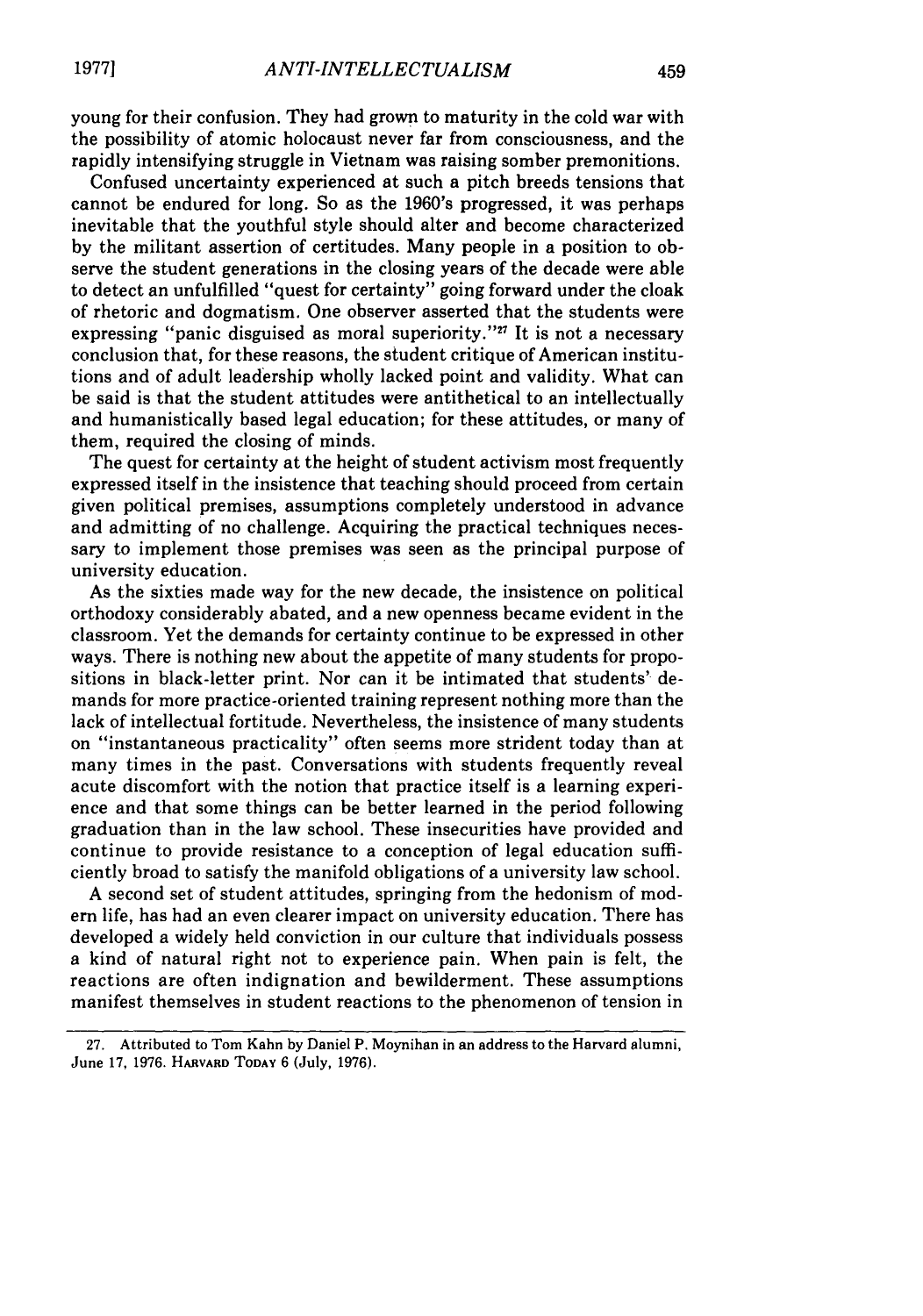young for their confusion. They had grown to maturity in the cold war with the possibility of atomic holocaust never far from consciousness, and the rapidly intensifying struggle in Vietnam was raising somber premonitions.

Confused uncertainty experienced at such a pitch breeds tensions that cannot be endured for long. So as the 1960's progressed, it was perhaps inevitable that the youthful style should alter and become characterized by the militant assertion of certitudes. Many people in a position to observe the student generations in the closing years of the decade were able to detect an unfulfilled "quest for certainty" going forward under the cloak of rhetoric and dogmatism. One observer asserted that the students were expressing "panic disguised as moral superiority."[27] It is not a necessary conclusion that, for these reasons, the student critique of American institutions and of adult leadership wholly lacked point and validity. What can be said is that the student attitudes were antithetical to an intellectually and humanistically based legal education; for these attitudes, or many of them, required the closing of minds.

The quest for certainty at the height of student activism most frequently expressed itself in the insistence that teaching should proceed from certain given political premises, assumptions completely understood in advance and admitting of no challenge. Acquiring the practical techniques necessary to implement those premises was seen as the principal purpose of university education.

As the sixties made way for the new decade, the insistence on political orthodoxy considerably abated, and a new openness became evident in the classroom. Yet the demands for certainty continue to be expressed in other ways. There is nothing new about the appetite of many students for propositions in black-letter print. Nor can it be intimated that students' demands for more practice-oriented training represent nothing more than the lack of intellectual fortitude. Nevertheless, the insistence of many students on "instantaneous practicality" often seems more strident today than at many times in the past. Conversations with students frequently reveal acute discomfort with the notion that practice itself is a learning experience and that some things can be better learned in the period following graduation than in the law school. These insecurities have provided and continue to provide resistance to a conception of legal education sufficiently broad to satisfy the manifold obligations of a university law school.

A second set of student attitudes, springing from the hedonism of modern life, has had an even clearer impact on university education. There has developed a widely held conviction in our culture that individuals possess a kind of natural right not to experience pain. When pain is felt, the reactions are often indignation and bewilderment. These assumptions manifest themselves in student reactions to the phenomenon of tension in

---

27. Attributed to Tom Kahn by Daniel P. Moynihan in an address to the Harvard alumni, June 17, 1976. HARVARD TODAY 6 (July, 1976).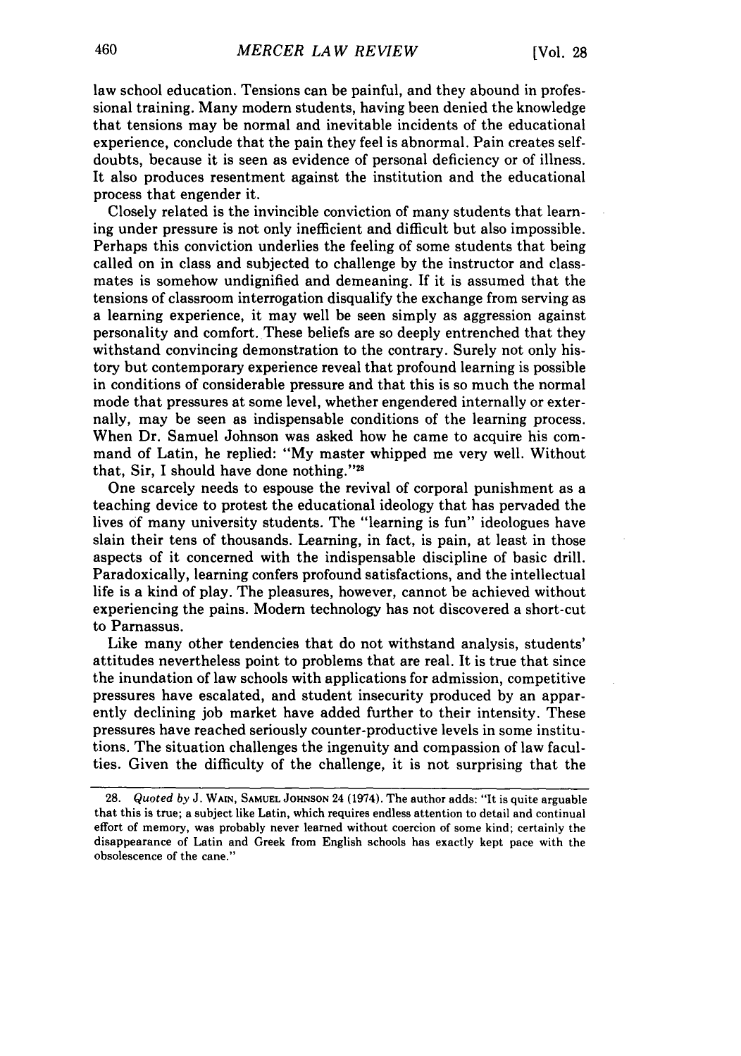law school education. Tensions can be painful, and they abound in professional training. Many modern students, having been denied the knowledge that tensions may be normal and inevitable incidents of the educational experience, conclude that the pain they feel is abnormal. Pain creates self-doubts, because it is seen as evidence of personal deficiency or of illness. It also produces resentment against the institution and the educational process that engender it.

Closely related is the invincible conviction of many students that learning under pressure is not only inefficient and difficult but also impossible. Perhaps this conviction underlies the feeling of some students that being called on in class and subjected to challenge by the instructor and classmates is somehow undignified and demeaning. If it is assumed that the tensions of classroom interrogation disqualify the exchange from serving as a learning experience, it may well be seen simply as aggression against personality and comfort. These beliefs are so deeply entrenched that they withstand convincing demonstration to the contrary. Surely not only history but contemporary experience reveal that profound learning is possible in conditions of considerable pressure and that this is so much the normal mode that pressures at some level, whether engendered internally or externally, may be seen as indispensable conditions of the learning process. When Dr. Samuel Johnson was asked how he came to acquire his command of Latin, he replied: "My master whipped me very well. Without that, Sir, I should have done nothing."[28]

One scarcely needs to espouse the revival of corporal punishment as a teaching device to protest the educational ideology that has pervaded the lives of many university students. The "learning is fun" ideologues have slain their tens of thousands. Learning, in fact, is pain, at least in those aspects of it concerned with the indispensable discipline of basic drill. Paradoxically, learning confers profound satisfactions, and the intellectual life is a kind of play. The pleasures, however, cannot be achieved without experiencing the pains. Modern technology has not discovered a short-cut to Parnassus.

Like many other tendencies that do not withstand analysis, students' attitudes nevertheless point to problems that are real. It is true that since the inundation of law schools with applications for admission, competitive pressures have escalated, and student insecurity produced by an apparently declining job market have added further to their intensity. These pressures have reached seriously counter-productive levels in some institutions. The situation challenges the ingenuity and compassion of law faculties. Given the difficulty of the challenge, it is not surprising that the

---

28. *Quoted by* J. WAIN, SAMUEL JOHNSON 24 (1974). The author adds: "It is quite arguable that this is true; a subject like Latin, which requires endless attention to detail and continual effort of memory, was probably never learned without coercion of some kind; certainly the disappearance of Latin and Greek from English schools has exactly kept pace with the obsolescence of the cane."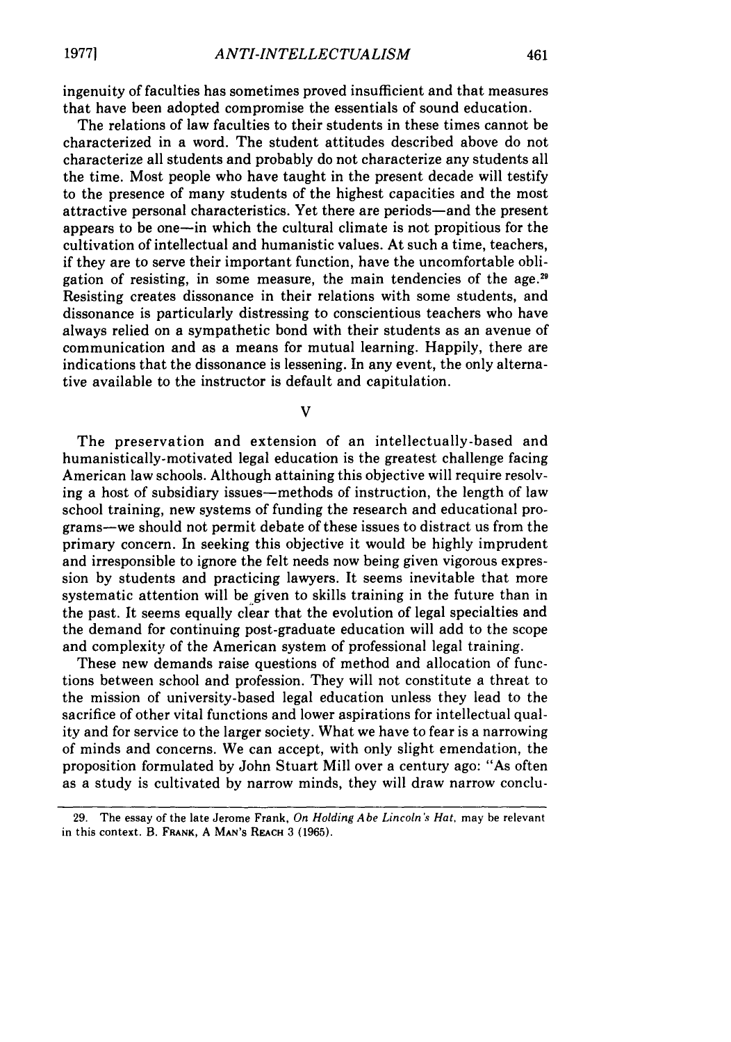ingenuity of faculties has sometimes proved insufficient and that measures that have been adopted compromise the essentials of sound education.

The relations of law faculties to their students in these times cannot be characterized in a word. The student attitudes described above do not characterize all students and probably do not characterize any students all the time. Most people who have taught in the present decade will testify to the presence of many students of the highest capacities and the most attractive personal characteristics. Yet there are periods—and the present appears to be one—in which the cultural climate is not propitious for the cultivation of intellectual and humanistic values. At such a time, teachers, if they are to serve their important function, have the uncomfortable obligation of resisting, in some measure, the main tendencies of the age.[29] Resisting creates dissonance in their relations with some students, and dissonance is particularly distressing to conscientious teachers who have always relied on a sympathetic bond with their students as an avenue of communication and as a means for mutual learning. Happily, there are indications that the dissonance is lessening. In any event, the only alternative available to the instructor is default and capitulation.

## V

The preservation and extension of an intellectually-based and humanistically-motivated legal education is the greatest challenge facing American law schools. Although attaining this objective will require resolving a host of subsidiary issues—methods of instruction, the length of law school training, new systems of funding the research and educational programs—we should not permit debate of these issues to distract us from the primary concern. In seeking this objective it would be highly imprudent and irresponsible to ignore the felt needs now being given vigorous expression by students and practicing lawyers. It seems inevitable that more systematic attention will be given to skills training in the future than in the past. It seems equally clear that the evolution of legal specialties and the demand for continuing post-graduate education will add to the scope and complexity of the American system of professional legal training.

These new demands raise questions of method and allocation of functions between school and profession. They will not constitute a threat to the mission of university-based legal education unless they lead to the sacrifice of other vital functions and lower aspirations for intellectual quality and for service to the larger society. What we have to fear is a narrowing of minds and concerns. We can accept, with only slight emendation, the proposition formulated by John Stuart Mill over a century ago: "As often as a study is cultivated by narrow minds, they will draw narrow conclu-

---

29. The essay of the late Jerome Frank, *On Holding Abe Lincoln's Hat*, may be relevant in this context. B. FRANK, A MAN'S REACH 3 (1965).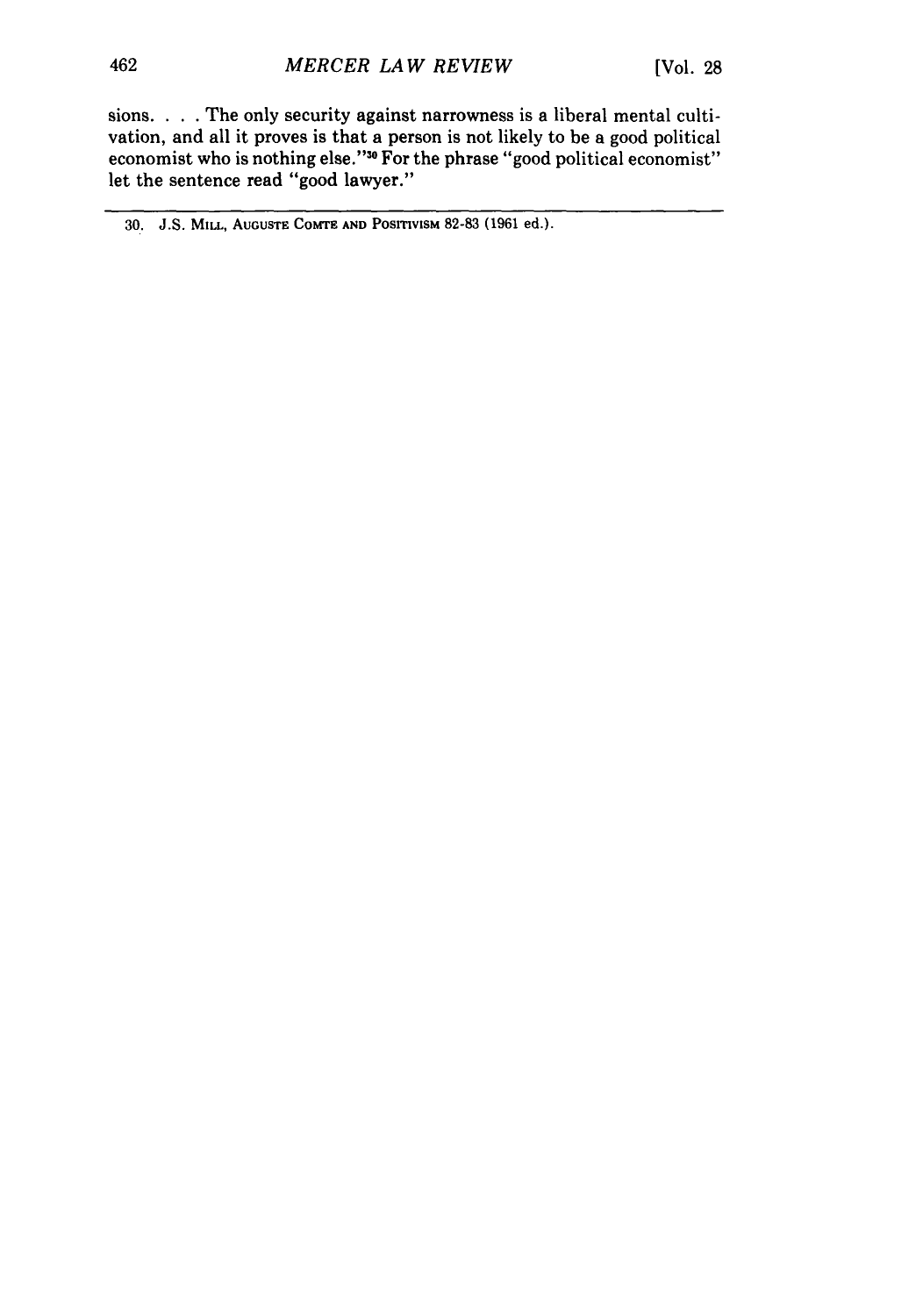sions. . . . The only security against narrowness is a liberal mental cultivation, and all it proves is that a person is not likely to be a good political economist who is nothing else."[30] For the phrase "good political economist" let the sentence read "good lawyer."

---

30. J.S. MILL, AUGUSTE COMTE AND POSITIVISM 82-83 (1961 ed.).